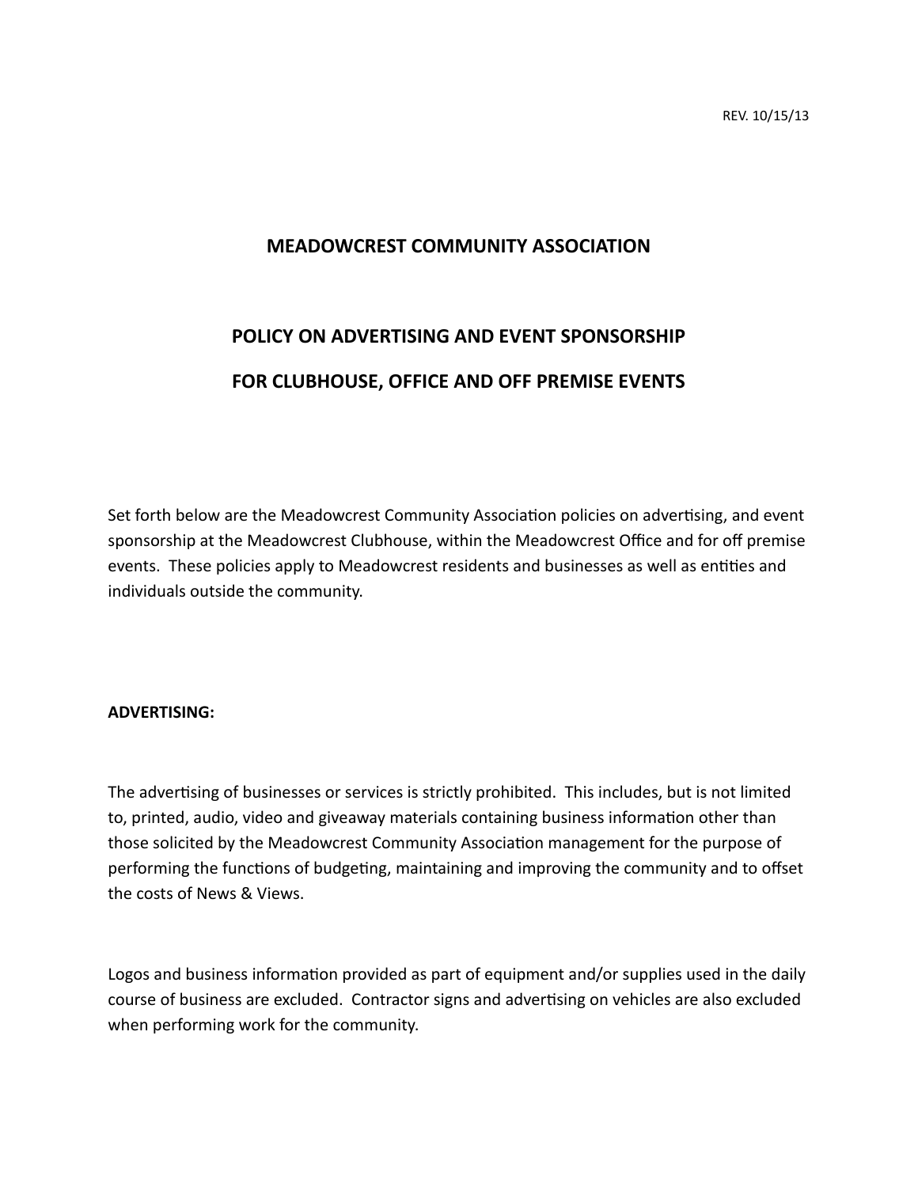REV. 10/15/13

# MEADOWCREST COMMUNITY ASSOCIATION

## POLICY ON ADVERTISING AND EVENT SPONSORSHIP

## FOR CLUBHOUSE, OFFICE AND OFF PREMISE EVENTS

Set forth below are the Meadowcrest Community Association policies on advertising, and event sponsorship at the Meadowcrest Clubhouse, within the Meadowcrest Office and for off premise events. These policies apply to Meadowcrest residents and businesses as well as entities and individuals outside the community.

**ADVERTISING:**

The advertising of businesses or services is strictly prohibited. This includes, but is not limited to, printed, audio, video and giveaway materials containing business information other than those solicited by the Meadowcrest Community Association management for the purpose of performing the functions of budgeting, maintaining and improving the community and to offset the costs of News & Views.

Logos and business information provided as part of equipment and/or supplies used in the daily course of business are excluded. Contractor signs and advertising on vehicles are also excluded when performing work for the community.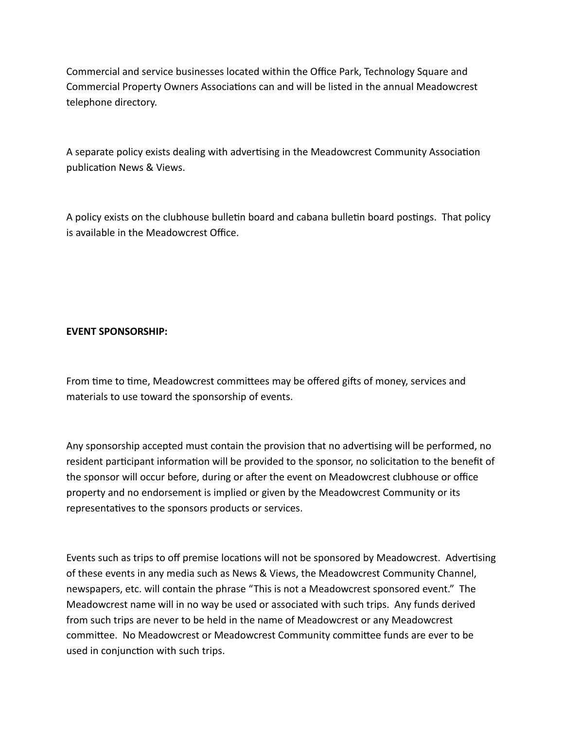Commercial and service businesses located within the Office Park, Technology Square and Commercial Property Owners Associations can and will be listed in the annual Meadowcrest telephone directory.

A separate policy exists dealing with advertising in the Meadowcrest Community Association publication News & Views.

A policy exists on the clubhouse bulletin board and cabana bulletin board postings. That policy is available in the Meadowcrest Office.

**EVENT SPONSORSHIP:**

From time to time, Meadowcrest committees may be offered gifts of money, services and materials to use toward the sponsorship of events.

Any sponsorship accepted must contain the provision that no advertising will be performed, no resident participant information will be provided to the sponsor, no solicitation to the benefit of the sponsor will occur before, during or after the event on Meadowcrest clubhouse or office property and no endorsement is implied or given by the Meadowcrest Community or its representatives to the sponsors products or services.

Events such as trips to off premise locations will not be sponsored by Meadowcrest. Advertising of these events in any media such as News & Views, the Meadowcrest Community Channel, newspapers, etc. will contain the phrase "This is not a Meadowcrest sponsored event." The Meadowcrest name will in no way be used or associated with such trips. Any funds derived from such trips are never to be held in the name of Meadowcrest or any Meadowcrest committee. No Meadowcrest or Meadowcrest Community committee funds are ever to be used in conjunction with such trips.